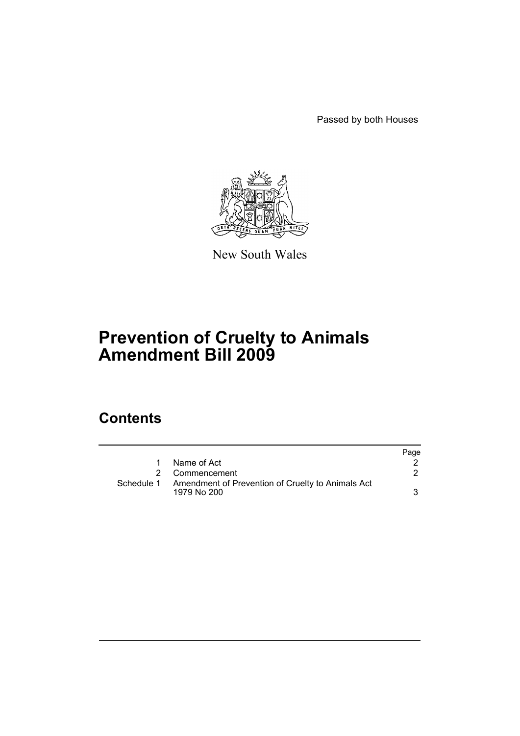Passed by both Houses

New South Wales

# Prevention of Cruelty to Animals Amendment Bill 2009

## Contents

| | | Page |
|---|---|---|
| 1 | Name of Act | 2 |
| 2 | Commencement | 2 |
| Schedule 1 | Amendment of Prevention of Cruelty to Animals Act 1979 No 200 | 3 |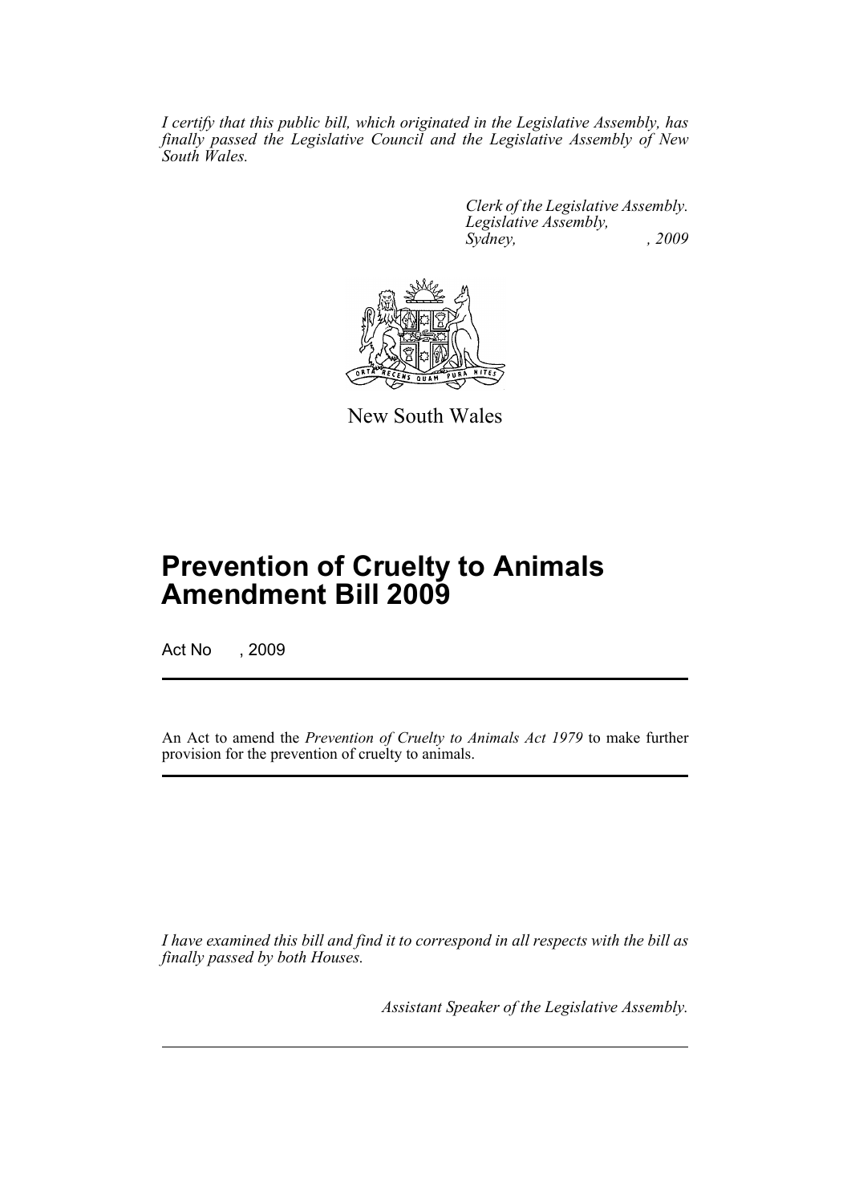*I certify that this public bill, which originated in the Legislative Assembly, has finally passed the Legislative Council and the Legislative Assembly of New South Wales.*

*Clerk of the Legislative Assembly.*
*Legislative Assembly,*
*Sydney, , 2009*

New South Wales

# Prevention of Cruelty to Animals Amendment Bill 2009

Act No , 2009

An Act to amend the *Prevention of Cruelty to Animals Act 1979* to make further provision for the prevention of cruelty to animals.

*I have examined this bill and find it to correspond in all respects with the bill as finally passed by both Houses.*

*Assistant Speaker of the Legislative Assembly.*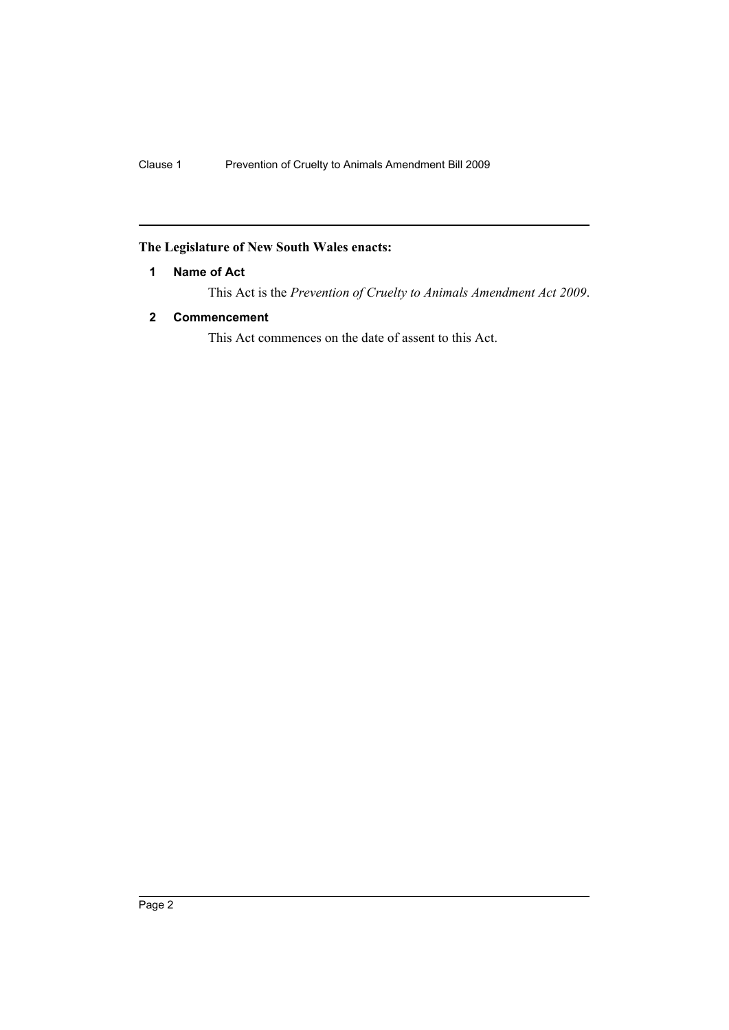**The Legislature of New South Wales enacts:**

## 1 Name of Act

This Act is the *Prevention of Cruelty to Animals Amendment Act 2009*.

## 2 Commencement

This Act commences on the date of assent to this Act.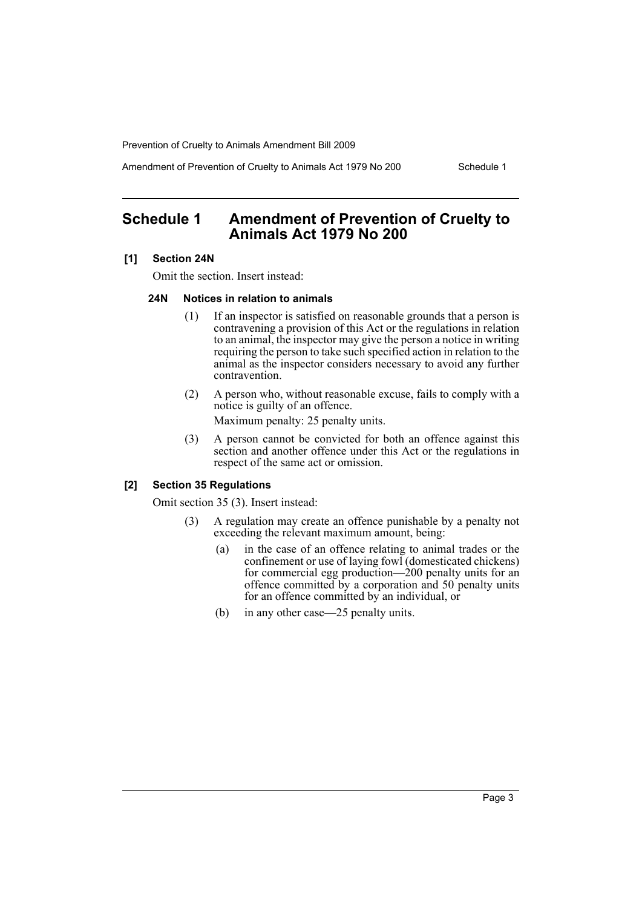# Schedule 1 Amendment of Prevention of Cruelty to Animals Act 1979 No 200

**[1] Section 24N**

Omit the section. Insert instead:

**24N Notices in relation to animals**

(1) If an inspector is satisfied on reasonable grounds that a person is contravening a provision of this Act or the regulations in relation to an animal, the inspector may give the person a notice in writing requiring the person to take such specified action in relation to the animal as the inspector considers necessary to avoid any further contravention.

(2) A person who, without reasonable excuse, fails to comply with a notice is guilty of an offence.

Maximum penalty: 25 penalty units.

(3) A person cannot be convicted for both an offence against this section and another offence under this Act or the regulations in respect of the same act or omission.

**[2] Section 35 Regulations**

Omit section 35 (3). Insert instead:

(3) A regulation may create an offence punishable by a penalty not exceeding the relevant maximum amount, being:

(a) in the case of an offence relating to animal trades or the confinement or use of laying fowl (domesticated chickens) for commercial egg production—200 penalty units for an offence committed by a corporation and 50 penalty units for an offence committed by an individual, or

(b) in any other case—25 penalty units.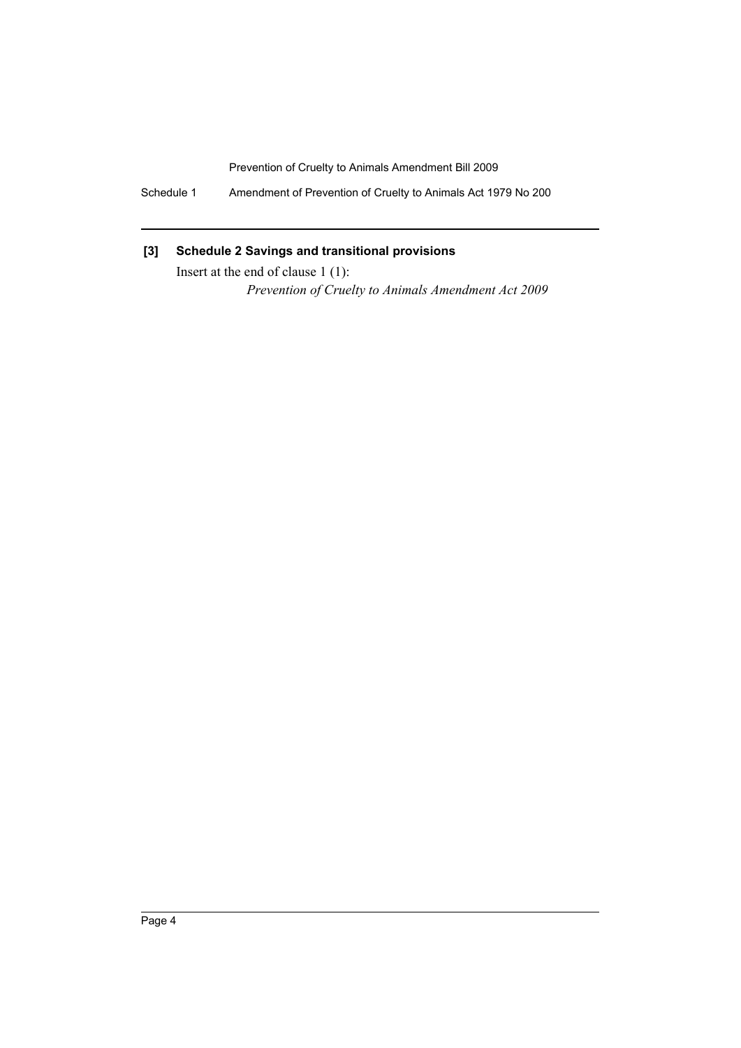### [3] Schedule 2 Savings and transitional provisions

Insert at the end of clause 1 (1):

*Prevention of Cruelty to Animals Amendment Act 2009*